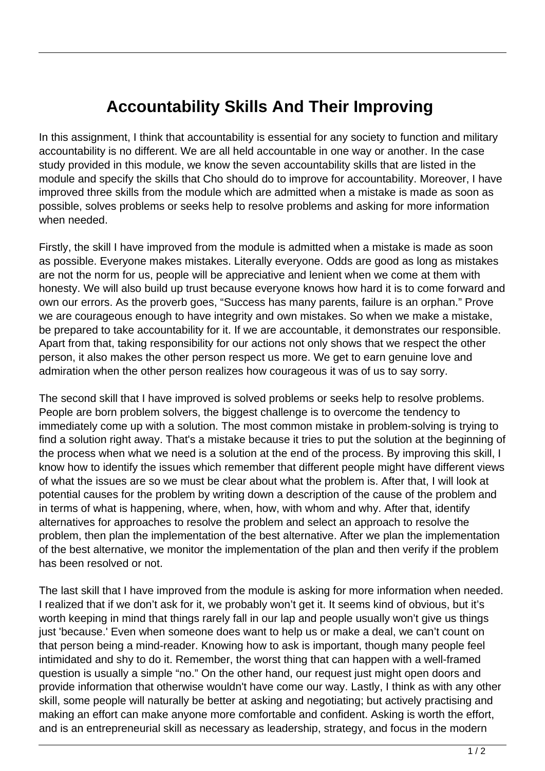# Accountability Skills And Their Improving

In this assignment, I think that accountability is essential for any society to function and military accountability is no different. We are all held accountable in one way or another. In the case study provided in this module, we know the seven accountability skills that are listed in the module and specify the skills that Cho should do to improve for accountability. Moreover, I have improved three skills from the module which are admitted when a mistake is made as soon as possible, solves problems or seeks help to resolve problems and asking for more information when needed.

Firstly, the skill I have improved from the module is admitted when a mistake is made as soon as possible. Everyone makes mistakes. Literally everyone. Odds are good as long as mistakes are not the norm for us, people will be appreciative and lenient when we come at them with honesty. We will also build up trust because everyone knows how hard it is to come forward and own our errors. As the proverb goes, "Success has many parents, failure is an orphan." Prove we are courageous enough to have integrity and own mistakes. So when we make a mistake, be prepared to take accountability for it. If we are accountable, it demonstrates our responsible. Apart from that, taking responsibility for our actions not only shows that we respect the other person, it also makes the other person respect us more. We get to earn genuine love and admiration when the other person realizes how courageous it was of us to say sorry.

The second skill that I have improved is solved problems or seeks help to resolve problems. People are born problem solvers, the biggest challenge is to overcome the tendency to immediately come up with a solution. The most common mistake in problem-solving is trying to find a solution right away. That's a mistake because it tries to put the solution at the beginning of the process when what we need is a solution at the end of the process. By improving this skill, I know how to identify the issues which remember that different people might have different views of what the issues are so we must be clear about what the problem is. After that, I will look at potential causes for the problem by writing down a description of the cause of the problem and in terms of what is happening, where, when, how, with whom and why. After that, identify alternatives for approaches to resolve the problem and select an approach to resolve the problem, then plan the implementation of the best alternative. After we plan the implementation of the best alternative, we monitor the implementation of the plan and then verify if the problem has been resolved or not.

The last skill that I have improved from the module is asking for more information when needed. I realized that if we don't ask for it, we probably won't get it. It seems kind of obvious, but it's worth keeping in mind that things rarely fall in our lap and people usually won't give us things just 'because.' Even when someone does want to help us or make a deal, we can't count on that person being a mind-reader. Knowing how to ask is important, though many people feel intimidated and shy to do it. Remember, the worst thing that can happen with a well-framed question is usually a simple "no." On the other hand, our request just might open doors and provide information that otherwise wouldn't have come our way. Lastly, I think as with any other skill, some people will naturally be better at asking and negotiating; but actively practising and making an effort can make anyone more comfortable and confident. Asking is worth the effort, and is an entrepreneurial skill as necessary as leadership, strategy, and focus in the modern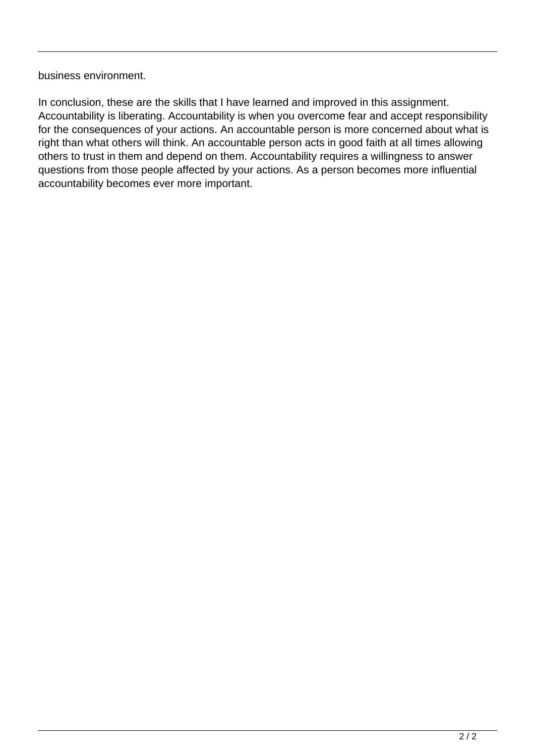business environment.

In conclusion, these are the skills that I have learned and improved in this assignment. Accountability is liberating. Accountability is when you overcome fear and accept responsibility for the consequences of your actions. An accountable person is more concerned about what is right than what others will think. An accountable person acts in good faith at all times allowing others to trust in them and depend on them. Accountability requires a willingness to answer questions from those people affected by your actions. As a person becomes more influential accountability becomes ever more important.